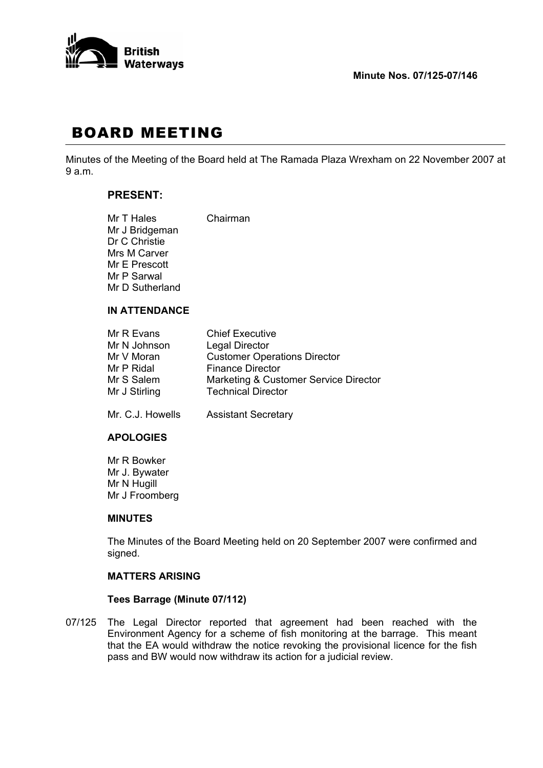British Waterways

**Minute Nos. 07/125-07/146**

# BOARD MEETING

Minutes of the Meeting of the Board held at The Ramada Plaza Wrexham on 22 November 2007 at 9 a.m.

## PRESENT:

| | |
|---|---|
| Mr T Hales | Chairman |
| Mr J Bridgeman | |
| Dr C Christie | |
| Mrs M Carver | |
| Mr E Prescott | |
| Mr P Sarwal | |
| Mr D Sutherland | |

### IN ATTENDANCE

| | |
|---|---|
| Mr R Evans | Chief Executive |
| Mr N Johnson | Legal Director |
| Mr V Moran | Customer Operations Director |
| Mr P Ridal | Finance Director |
| Mr S Salem | Marketing & Customer Service Director |
| Mr J Stirling | Technical Director |
| Mr. C.J. Howells | Assistant Secretary |

### APOLOGIES

Mr R Bowker
Mr J. Bywater
Mr N Hugill
Mr J Froomberg

### MINUTES

The Minutes of the Board Meeting held on 20 September 2007 were confirmed and signed.

### MATTERS ARISING

**Tees Barrage (Minute 07/112)**

07/125 The Legal Director reported that agreement had been reached with the Environment Agency for a scheme of fish monitoring at the barrage. This meant that the EA would withdraw the notice revoking the provisional licence for the fish pass and BW would now withdraw its action for a judicial review.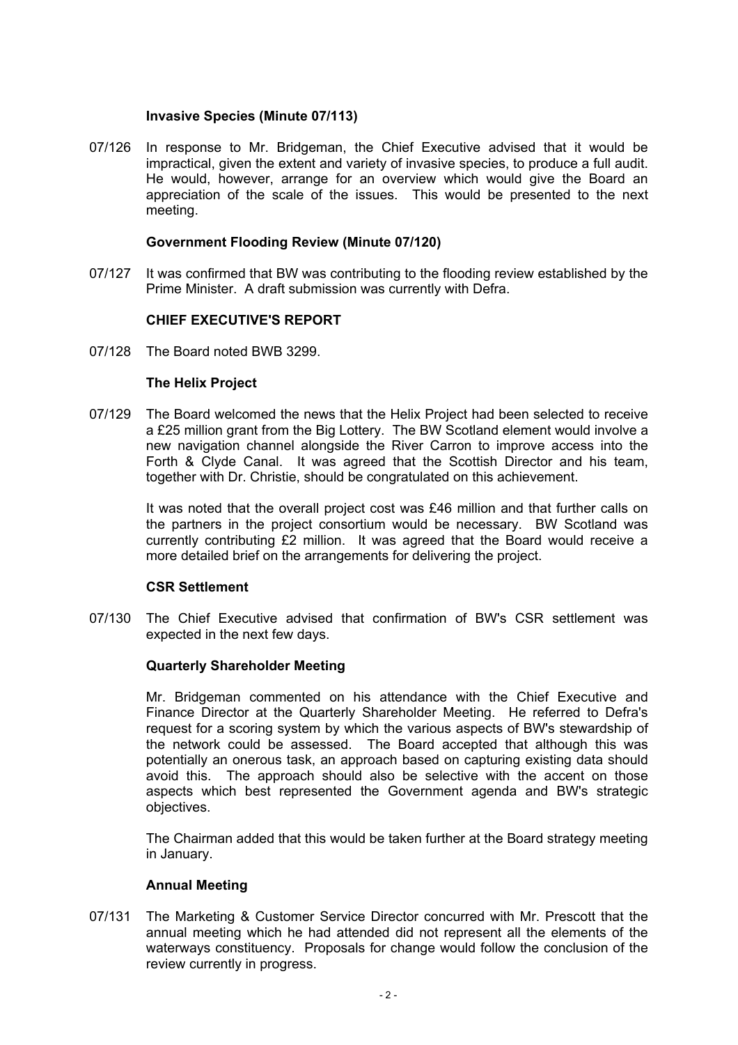### Invasive Species (Minute 07/113)

07/126 In response to Mr. Bridgeman, the Chief Executive advised that it would be impractical, given the extent and variety of invasive species, to produce a full audit. He would, however, arrange for an overview which would give the Board an appreciation of the scale of the issues. This would be presented to the next meeting.

### Government Flooding Review (Minute 07/120)

07/127 It was confirmed that BW was contributing to the flooding review established by the Prime Minister. A draft submission was currently with Defra.

## CHIEF EXECUTIVE'S REPORT

07/128 The Board noted BWB 3299.

### The Helix Project

07/129 The Board welcomed the news that the Helix Project had been selected to receive a £25 million grant from the Big Lottery. The BW Scotland element would involve a new navigation channel alongside the River Carron to improve access into the Forth & Clyde Canal. It was agreed that the Scottish Director and his team, together with Dr. Christie, should be congratulated on this achievement.

It was noted that the overall project cost was £46 million and that further calls on the partners in the project consortium would be necessary. BW Scotland was currently contributing £2 million. It was agreed that the Board would receive a more detailed brief on the arrangements for delivering the project.

### CSR Settlement

07/130 The Chief Executive advised that confirmation of BW's CSR settlement was expected in the next few days.

### Quarterly Shareholder Meeting

Mr. Bridgeman commented on his attendance with the Chief Executive and Finance Director at the Quarterly Shareholder Meeting. He referred to Defra's request for a scoring system by which the various aspects of BW's stewardship of the network could be assessed. The Board accepted that although this was potentially an onerous task, an approach based on capturing existing data should avoid this. The approach should also be selective with the accent on those aspects which best represented the Government agenda and BW's strategic objectives.

The Chairman added that this would be taken further at the Board strategy meeting in January.

### Annual Meeting

07/131 The Marketing & Customer Service Director concurred with Mr. Prescott that the annual meeting which he had attended did not represent all the elements of the waterways constituency. Proposals for change would follow the conclusion of the review currently in progress.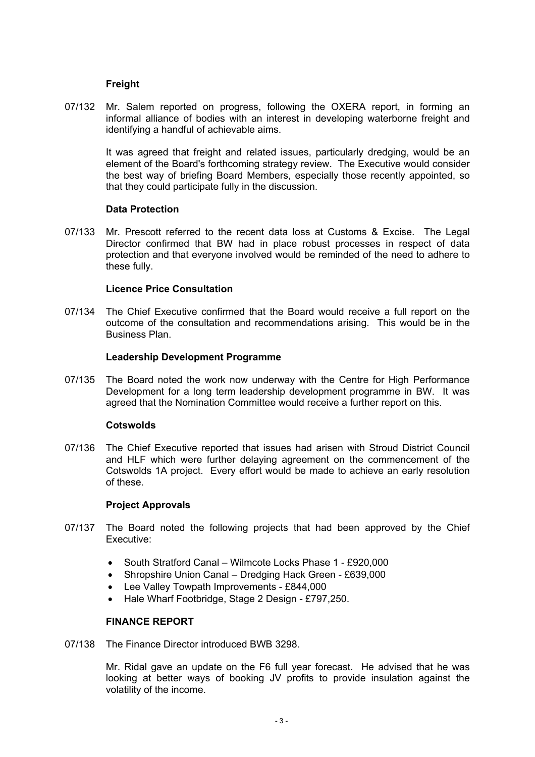**Freight**

07/132 Mr. Salem reported on progress, following the OXERA report, in forming an informal alliance of bodies with an interest in developing waterborne freight and identifying a handful of achievable aims.

It was agreed that freight and related issues, particularly dredging, would be an element of the Board's forthcoming strategy review. The Executive would consider the best way of briefing Board Members, especially those recently appointed, so that they could participate fully in the discussion.

**Data Protection**

07/133 Mr. Prescott referred to the recent data loss at Customs & Excise. The Legal Director confirmed that BW had in place robust processes in respect of data protection and that everyone involved would be reminded of the need to adhere to these fully.

**Licence Price Consultation**

07/134 The Chief Executive confirmed that the Board would receive a full report on the outcome of the consultation and recommendations arising. This would be in the Business Plan.

**Leadership Development Programme**

07/135 The Board noted the work now underway with the Centre for High Performance Development for a long term leadership development programme in BW. It was agreed that the Nomination Committee would receive a further report on this.

**Cotswolds**

07/136 The Chief Executive reported that issues had arisen with Stroud District Council and HLF which were further delaying agreement on the commencement of the Cotswolds 1A project. Every effort would be made to achieve an early resolution of these.

**Project Approvals**

07/137 The Board noted the following projects that had been approved by the Chief Executive:

- South Stratford Canal – Wilmcote Locks Phase 1 - £920,000
- Shropshire Union Canal – Dredging Hack Green - £639,000
- Lee Valley Towpath Improvements - £844,000
- Hale Wharf Footbridge, Stage 2 Design - £797,250.

**FINANCE REPORT**

07/138 The Finance Director introduced BWB 3298.

Mr. Ridal gave an update on the F6 full year forecast. He advised that he was looking at better ways of booking JV profits to provide insulation against the volatility of the income.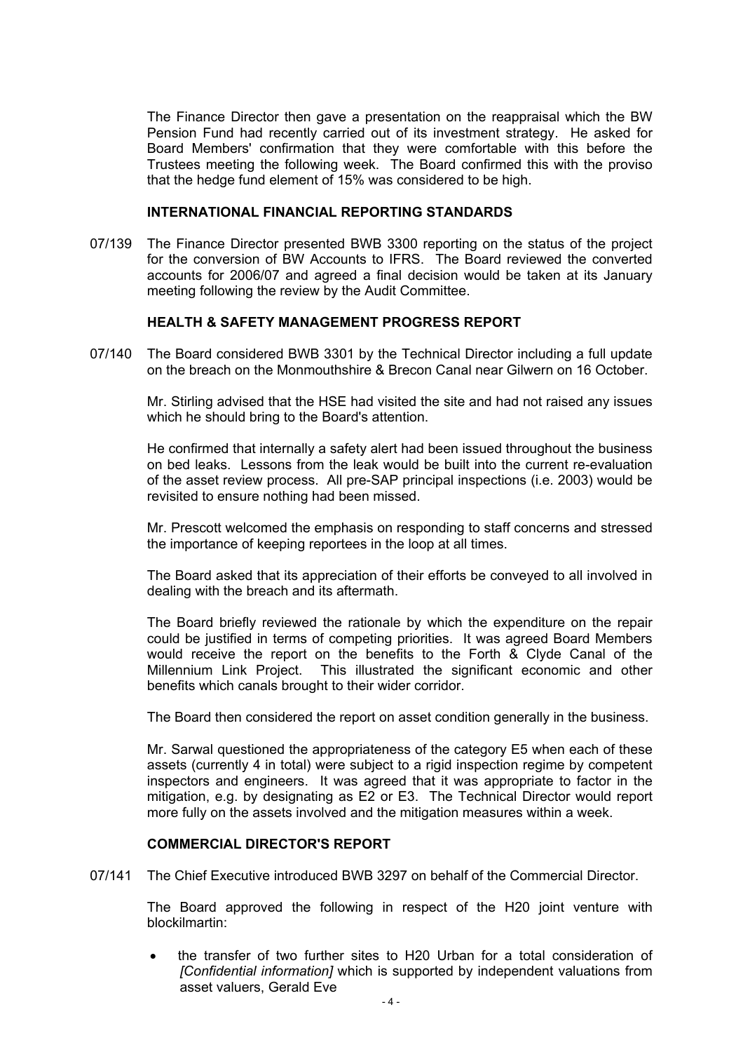The Finance Director then gave a presentation on the reappraisal which the BW Pension Fund had recently carried out of its investment strategy. He asked for Board Members' confirmation that they were comfortable with this before the Trustees meeting the following week. The Board confirmed this with the proviso that the hedge fund element of 15% was considered to be high.

**INTERNATIONAL FINANCIAL REPORTING STANDARDS**

07/139 The Finance Director presented BWB 3300 reporting on the status of the project for the conversion of BW Accounts to IFRS. The Board reviewed the converted accounts for 2006/07 and agreed a final decision would be taken at its January meeting following the review by the Audit Committee.

**HEALTH & SAFETY MANAGEMENT PROGRESS REPORT**

07/140 The Board considered BWB 3301 by the Technical Director including a full update on the breach on the Monmouthshire & Brecon Canal near Gilwern on 16 October.

Mr. Stirling advised that the HSE had visited the site and had not raised any issues which he should bring to the Board's attention.

He confirmed that internally a safety alert had been issued throughout the business on bed leaks. Lessons from the leak would be built into the current re-evaluation of the asset review process. All pre-SAP principal inspections (i.e. 2003) would be revisited to ensure nothing had been missed.

Mr. Prescott welcomed the emphasis on responding to staff concerns and stressed the importance of keeping reportees in the loop at all times.

The Board asked that its appreciation of their efforts be conveyed to all involved in dealing with the breach and its aftermath.

The Board briefly reviewed the rationale by which the expenditure on the repair could be justified in terms of competing priorities. It was agreed Board Members would receive the report on the benefits to the Forth & Clyde Canal of the Millennium Link Project. This illustrated the significant economic and other benefits which canals brought to their wider corridor.

The Board then considered the report on asset condition generally in the business.

Mr. Sarwal questioned the appropriateness of the category E5 when each of these assets (currently 4 in total) were subject to a rigid inspection regime by competent inspectors and engineers. It was agreed that it was appropriate to factor in the mitigation, e.g. by designating as E2 or E3. The Technical Director would report more fully on the assets involved and the mitigation measures within a week.

**COMMERCIAL DIRECTOR'S REPORT**

07/141 The Chief Executive introduced BWB 3297 on behalf of the Commercial Director.

The Board approved the following in respect of the H20 joint venture with blockilmartin:

- the transfer of two further sites to H20 Urban for a total consideration of *[Confidential information]* which is supported by independent valuations from asset valuers, Gerald Eve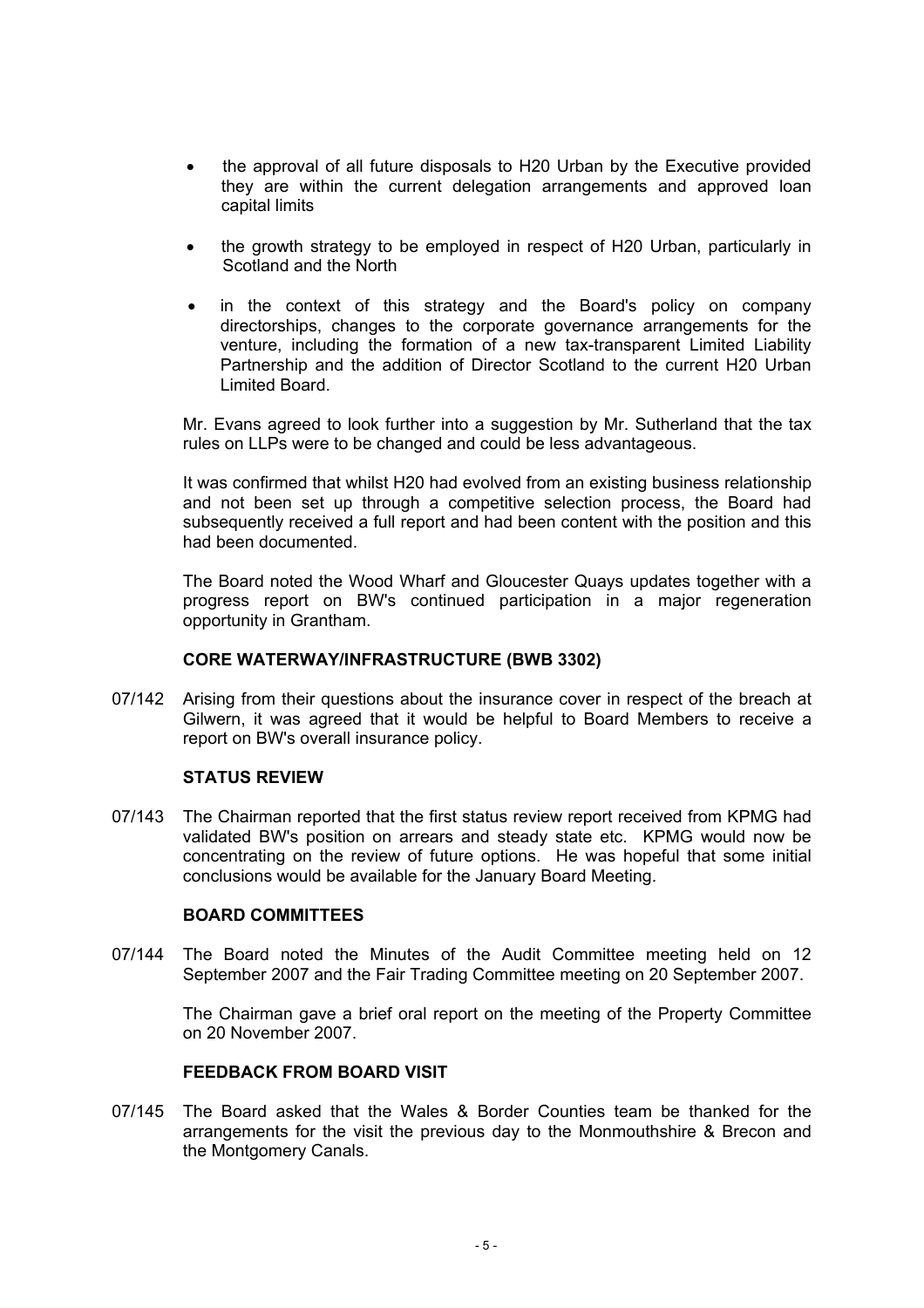- the approval of all future disposals to H20 Urban by the Executive provided they are within the current delegation arrangements and approved loan capital limits
- the growth strategy to be employed in respect of H20 Urban, particularly in Scotland and the North
- in the context of this strategy and the Board's policy on company directorships, changes to the corporate governance arrangements for the venture, including the formation of a new tax-transparent Limited Liability Partnership and the addition of Director Scotland to the current H20 Urban Limited Board.

Mr. Evans agreed to look further into a suggestion by Mr. Sutherland that the tax rules on LLPs were to be changed and could be less advantageous.

It was confirmed that whilst H20 had evolved from an existing business relationship and not been set up through a competitive selection process, the Board had subsequently received a full report and had been content with the position and this had been documented.

The Board noted the Wood Wharf and Gloucester Quays updates together with a progress report on BW's continued participation in a major regeneration opportunity in Grantham.

**CORE WATERWAY/INFRASTRUCTURE (BWB 3302)**

07/142 Arising from their questions about the insurance cover in respect of the breach at Gilwern, it was agreed that it would be helpful to Board Members to receive a report on BW's overall insurance policy.

**STATUS REVIEW**

07/143 The Chairman reported that the first status review report received from KPMG had validated BW's position on arrears and steady state etc. KPMG would now be concentrating on the review of future options. He was hopeful that some initial conclusions would be available for the January Board Meeting.

**BOARD COMMITTEES**

07/144 The Board noted the Minutes of the Audit Committee meeting held on 12 September 2007 and the Fair Trading Committee meeting on 20 September 2007.

The Chairman gave a brief oral report on the meeting of the Property Committee on 20 November 2007.

**FEEDBACK FROM BOARD VISIT**

07/145 The Board asked that the Wales & Border Counties team be thanked for the arrangements for the visit the previous day to the Monmouthshire & Brecon and the Montgomery Canals.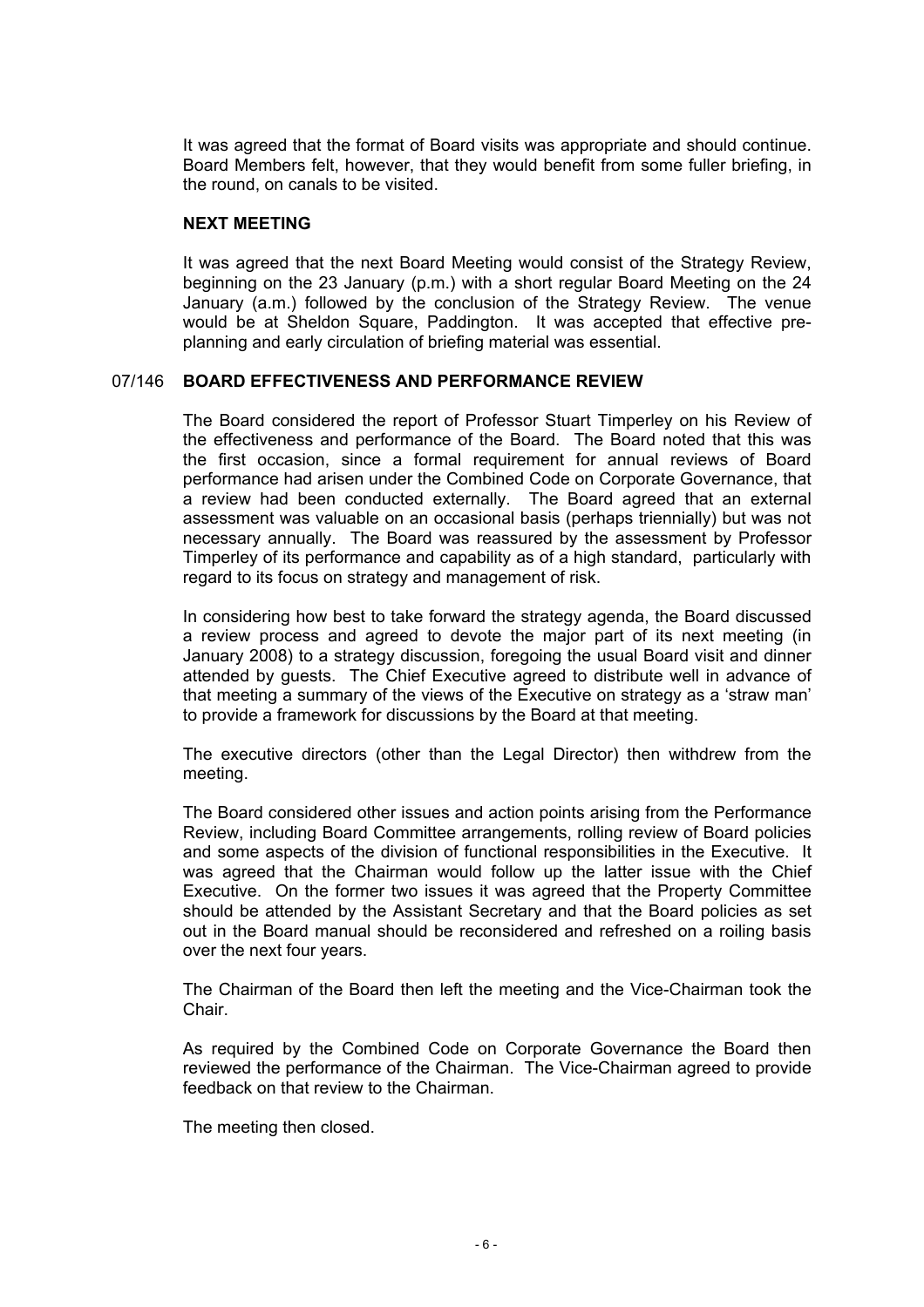It was agreed that the format of Board visits was appropriate and should continue. Board Members felt, however, that they would benefit from some fuller briefing, in the round, on canals to be visited.

**NEXT MEETING**

It was agreed that the next Board Meeting would consist of the Strategy Review, beginning on the 23 January (p.m.) with a short regular Board Meeting on the 24 January (a.m.) followed by the conclusion of the Strategy Review. The venue would be at Sheldon Square, Paddington. It was accepted that effective pre-planning and early circulation of briefing material was essential.

## 07/146 BOARD EFFECTIVENESS AND PERFORMANCE REVIEW

The Board considered the report of Professor Stuart Timperley on his Review of the effectiveness and performance of the Board. The Board noted that this was the first occasion, since a formal requirement for annual reviews of Board performance had arisen under the Combined Code on Corporate Governance, that a review had been conducted externally. The Board agreed that an external assessment was valuable on an occasional basis (perhaps triennially) but was not necessary annually. The Board was reassured by the assessment by Professor Timperley of its performance and capability as of a high standard, particularly with regard to its focus on strategy and management of risk.

In considering how best to take forward the strategy agenda, the Board discussed a review process and agreed to devote the major part of its next meeting (in January 2008) to a strategy discussion, foregoing the usual Board visit and dinner attended by guests. The Chief Executive agreed to distribute well in advance of that meeting a summary of the views of the Executive on strategy as a 'straw man' to provide a framework for discussions by the Board at that meeting.

The executive directors (other than the Legal Director) then withdrew from the meeting.

The Board considered other issues and action points arising from the Performance Review, including Board Committee arrangements, rolling review of Board policies and some aspects of the division of functional responsibilities in the Executive. It was agreed that the Chairman would follow up the latter issue with the Chief Executive. On the former two issues it was agreed that the Property Committee should be attended by the Assistant Secretary and that the Board policies as set out in the Board manual should be reconsidered and refreshed on a roiling basis over the next four years.

The Chairman of the Board then left the meeting and the Vice-Chairman took the Chair.

As required by the Combined Code on Corporate Governance the Board then reviewed the performance of the Chairman. The Vice-Chairman agreed to provide feedback on that review to the Chairman.

The meeting then closed.